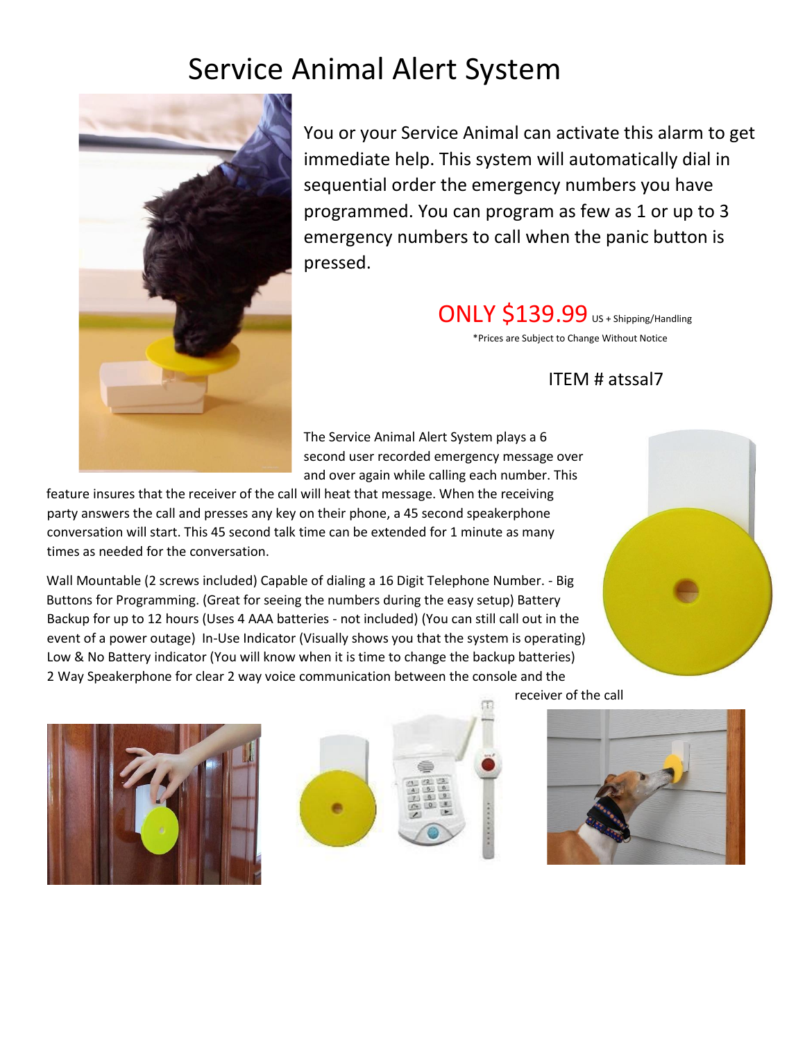# Service Animal Alert System

You or your Service Animal can activate this alarm to get immediate help. This system will automatically dial in sequential order the emergency numbers you have programmed. You can program as few as 1 or up to 3 emergency numbers to call when the panic button is pressed.

ONLY $139.99 US + Shipping/Handling

*Prices are Subject to Change Without Notice

ITEM # atssal7

The Service Animal Alert System plays a 6 second user recorded emergency message over and over again while calling each number. This feature insures that the receiver of the call will heat that message. When the receiving party answers the call and presses any key on their phone, a 45 second speakerphone conversation will start. This 45 second talk time can be extended for 1 minute as many times as needed for the conversation.

Wall Mountable (2 screws included) Capable of dialing a 16 Digit Telephone Number. - Big Buttons for Programming. (Great for seeing the numbers during the easy setup) Battery Backup for up to 12 hours (Uses 4 AAA batteries - not included) (You can still call out in the event of a power outage) In-Use Indicator (Visually shows you that the system is operating) Low & No Battery indicator (You will know when it is time to change the backup batteries) 2 Way Speakerphone for clear 2 way voice communication between the console and the receiver of the call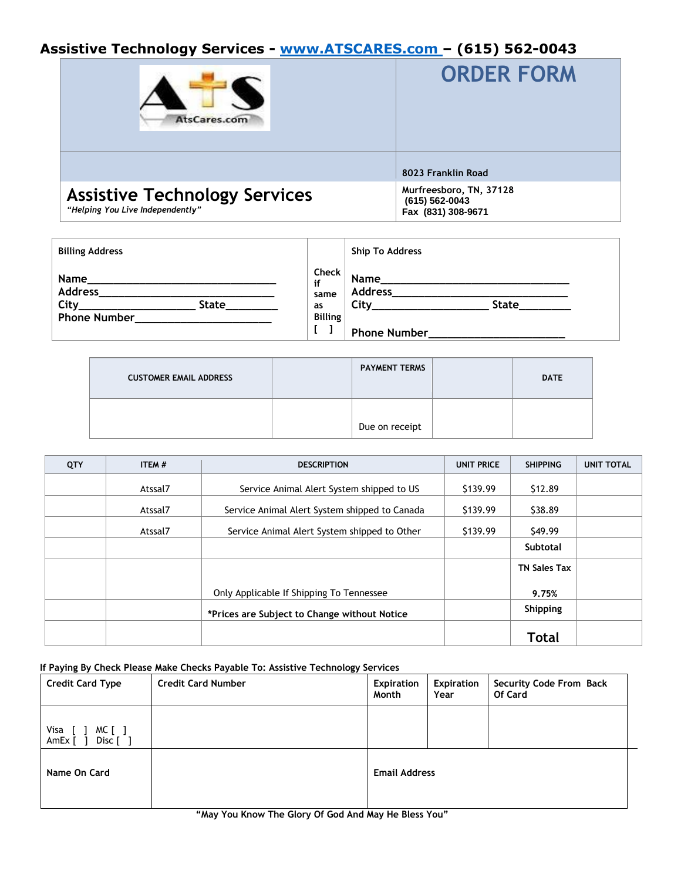## Assistive Technology Services - www.ATSCARES.com – (615) 562-0043

AtsCares.com

# ORDER FORM

8023 Franklin Road

## Assistive Technology Services

*"Helping You Live Independently"*

Murfreesboro, TN, 37128
(615) 562-0043
Fax (831) 308-9671

| Billing Address | | Ship To Address |
|---|---|---|
| Name_______________________________<br>Address_____________________________<br>City___________________ State________<br>Phone Number______________________ | Check if same as Billing [ ] | Name_______________________________<br>Address_____________________________<br>City___________________ State________<br>Phone Number______________________ |

| CUSTOMER EMAIL ADDRESS | | PAYMENT TERMS | | DATE |
|---|---|---|---|---|
| | | Due on receipt | | |

| QTY | ITEM # | DESCRIPTION | UNIT PRICE | SHIPPING | UNIT TOTAL |
|---|---|---|---|---|---|
| | Atssal7 | Service Animal Alert System shipped to US | $139.99 | $12.89 | |
| | Atssal7 | Service Animal Alert System shipped to Canada | $139.99 | $38.89 | |
| | Atssal7 | Service Animal Alert System shipped to Other | $139.99 | $49.99 | |
| | | | | Subtotal | |
| | | Only Applicable If Shipping To Tennessee | | TN Sales Tax 9.75% | |
| | | *Prices are Subject to Change without Notice | | Shipping | |
| | | | | **Total** | |

**If Paying By Check Please Make Checks Payable To: Assistive Technology Services**

| Credit Card Type | Credit Card Number | Expiration Month | Expiration Year | Security Code From Back Of Card |
|---|---|---|---|---|
| Visa [ ] MC [ ]<br>AmEx [ ] Disc [ ] | | | | |
| Name On Card | | Email Address | | |

**"May You Know The Glory Of God And May He Bless You"**